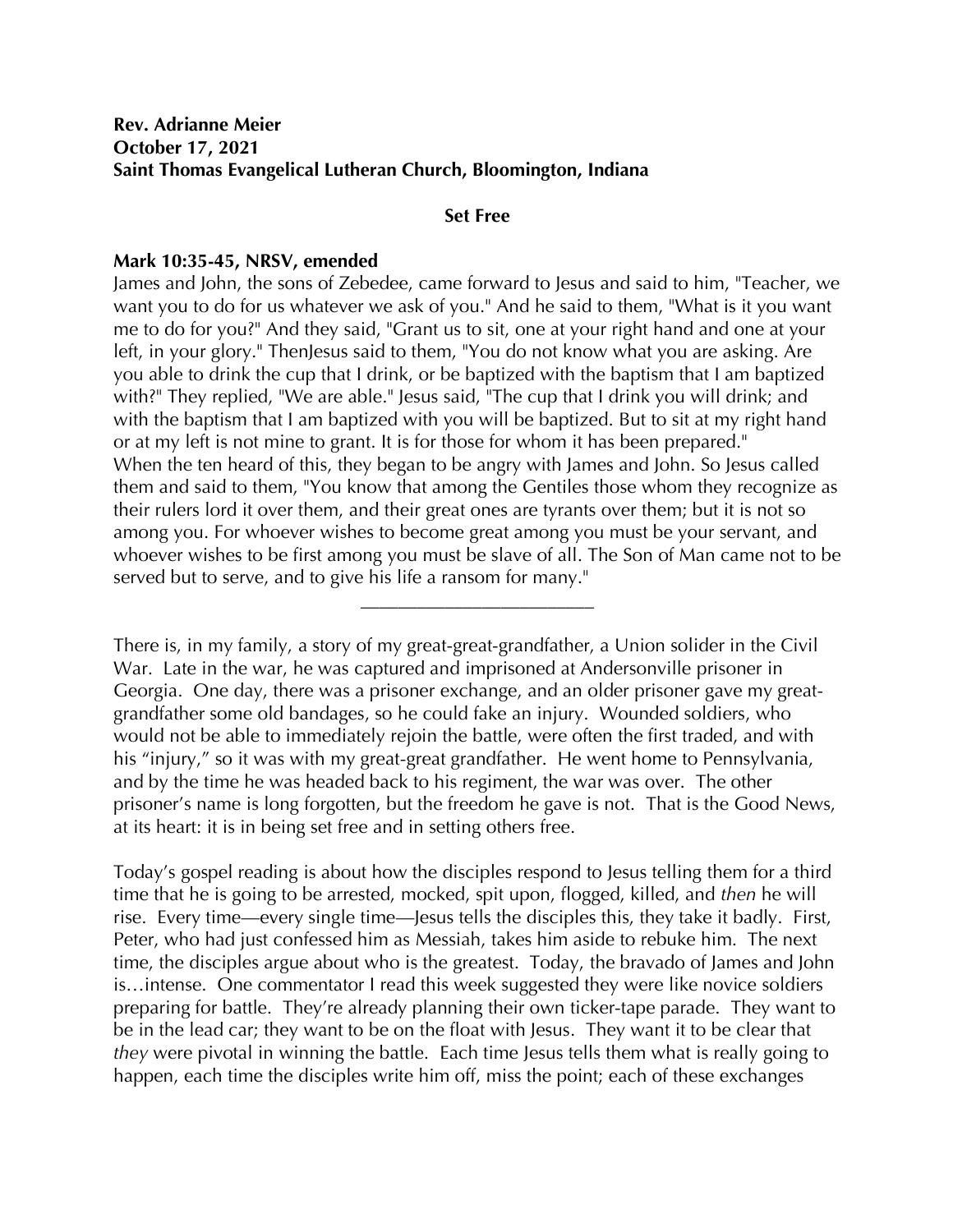**Rev. Adrianne Meier**
**October 17, 2021**
**Saint Thomas Evangelical Lutheran Church, Bloomington, Indiana**

## Set Free

### Mark 10:35-45, NRSV, emended

James and John, the sons of Zebedee, came forward to Jesus and said to him, "Teacher, we want you to do for us whatever we ask of you." And he said to them, "What is it you want me to do for you?" And they said, "Grant us to sit, one at your right hand and one at your left, in your glory." ThenJesus said to them, "You do not know what you are asking. Are you able to drink the cup that I drink, or be baptized with the baptism that I am baptized with?" They replied, "We are able." Jesus said, "The cup that I drink you will drink; and with the baptism that I am baptized with you will be baptized. But to sit at my right hand or at my left is not mine to grant. It is for those for whom it has been prepared."
When the ten heard of this, they began to be angry with James and John. So Jesus called them and said to them, "You know that among the Gentiles those whom they recognize as their rulers lord it over them, and their great ones are tyrants over them; but it is not so among you. For whoever wishes to become great among you must be your servant, and whoever wishes to be first among you must be slave of all. The Son of Man came not to be served but to serve, and to give his life a ransom for many."

---

There is, in my family, a story of my great-great-grandfather, a Union solider in the Civil War. Late in the war, he was captured and imprisoned at Andersonville prisoner in Georgia. One day, there was a prisoner exchange, and an older prisoner gave my great-grandfather some old bandages, so he could fake an injury. Wounded soldiers, who would not be able to immediately rejoin the battle, were often the first traded, and with his "injury," so it was with my great-great grandfather. He went home to Pennsylvania, and by the time he was headed back to his regiment, the war was over. The other prisoner's name is long forgotten, but the freedom he gave is not. That is the Good News, at its heart: it is in being set free and in setting others free.

Today's gospel reading is about how the disciples respond to Jesus telling them for a third time that he is going to be arrested, mocked, spit upon, flogged, killed, and *then* he will rise. Every time—every single time—Jesus tells the disciples this, they take it badly. First, Peter, who had just confessed him as Messiah, takes him aside to rebuke him. The next time, the disciples argue about who is the greatest. Today, the bravado of James and John is…intense. One commentator I read this week suggested they were like novice soldiers preparing for battle. They're already planning their own ticker-tape parade. They want to be in the lead car; they want to be on the float with Jesus. They want it to be clear that *they* were pivotal in winning the battle. Each time Jesus tells them what is really going to happen, each time the disciples write him off, miss the point; each of these exchanges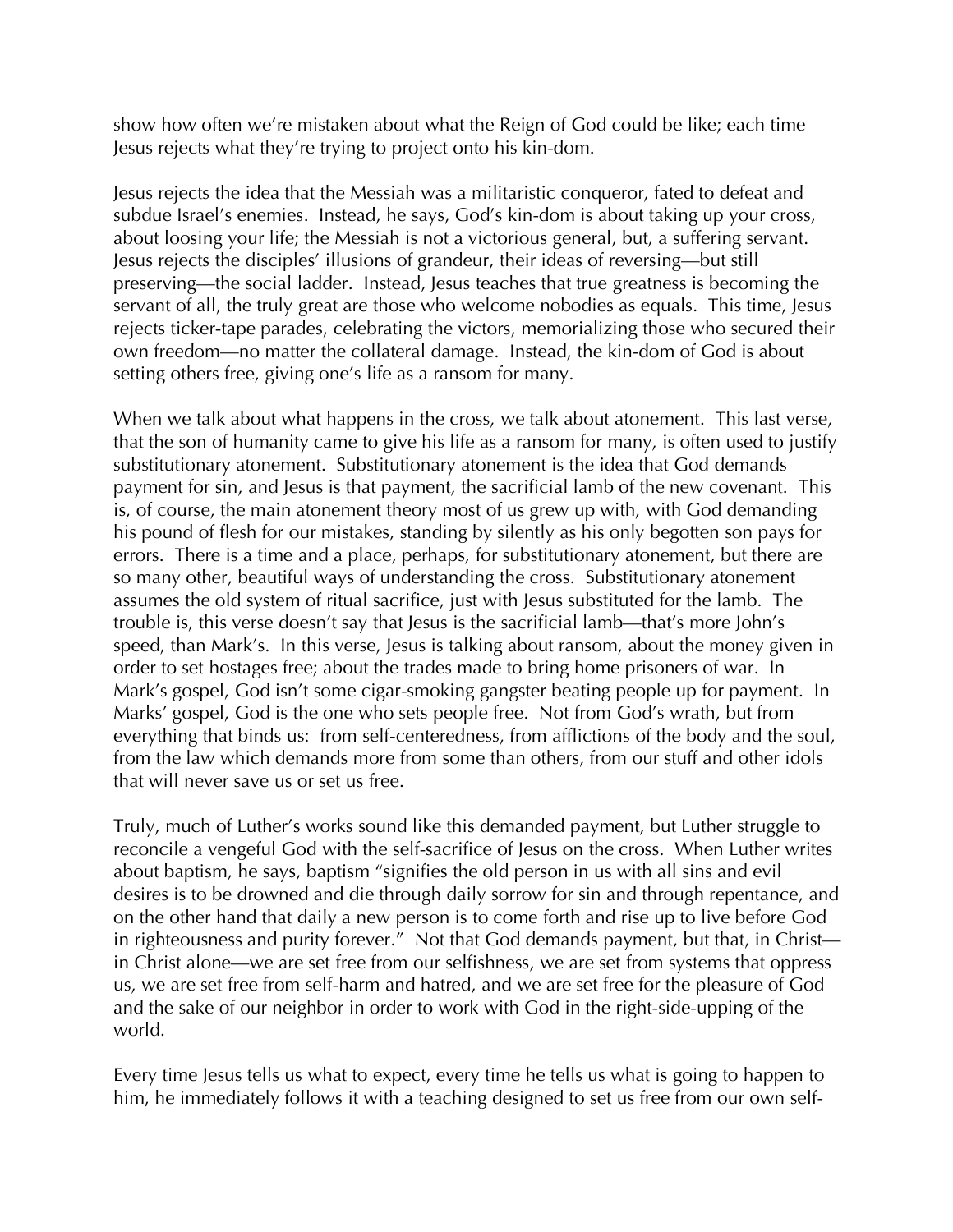show how often we're mistaken about what the Reign of God could be like; each time Jesus rejects what they're trying to project onto his kin-dom.

Jesus rejects the idea that the Messiah was a militaristic conqueror, fated to defeat and subdue Israel's enemies. Instead, he says, God's kin-dom is about taking up your cross, about loosing your life; the Messiah is not a victorious general, but, a suffering servant. Jesus rejects the disciples' illusions of grandeur, their ideas of reversing—but still preserving—the social ladder. Instead, Jesus teaches that true greatness is becoming the servant of all, the truly great are those who welcome nobodies as equals. This time, Jesus rejects ticker-tape parades, celebrating the victors, memorializing those who secured their own freedom—no matter the collateral damage. Instead, the kin-dom of God is about setting others free, giving one's life as a ransom for many.

When we talk about what happens in the cross, we talk about atonement. This last verse, that the son of humanity came to give his life as a ransom for many, is often used to justify substitutionary atonement. Substitutionary atonement is the idea that God demands payment for sin, and Jesus is that payment, the sacrificial lamb of the new covenant. This is, of course, the main atonement theory most of us grew up with, with God demanding his pound of flesh for our mistakes, standing by silently as his only begotten son pays for errors. There is a time and a place, perhaps, for substitutionary atonement, but there are so many other, beautiful ways of understanding the cross. Substitutionary atonement assumes the old system of ritual sacrifice, just with Jesus substituted for the lamb. The trouble is, this verse doesn't say that Jesus is the sacrificial lamb—that's more John's speed, than Mark's. In this verse, Jesus is talking about ransom, about the money given in order to set hostages free; about the trades made to bring home prisoners of war. In Mark's gospel, God isn't some cigar-smoking gangster beating people up for payment. In Marks' gospel, God is the one who sets people free. Not from God's wrath, but from everything that binds us: from self-centeredness, from afflictions of the body and the soul, from the law which demands more from some than others, from our stuff and other idols that will never save us or set us free.

Truly, much of Luther's works sound like this demanded payment, but Luther struggle to reconcile a vengeful God with the self-sacrifice of Jesus on the cross. When Luther writes about baptism, he says, baptism "signifies the old person in us with all sins and evil desires is to be drowned and die through daily sorrow for sin and through repentance, and on the other hand that daily a new person is to come forth and rise up to live before God in righteousness and purity forever." Not that God demands payment, but that, in Christ—in Christ alone—we are set free from our selfishness, we are set from systems that oppress us, we are set free from self-harm and hatred, and we are set free for the pleasure of God and the sake of our neighbor in order to work with God in the right-side-upping of the world.

Every time Jesus tells us what to expect, every time he tells us what is going to happen to him, he immediately follows it with a teaching designed to set us free from our own self-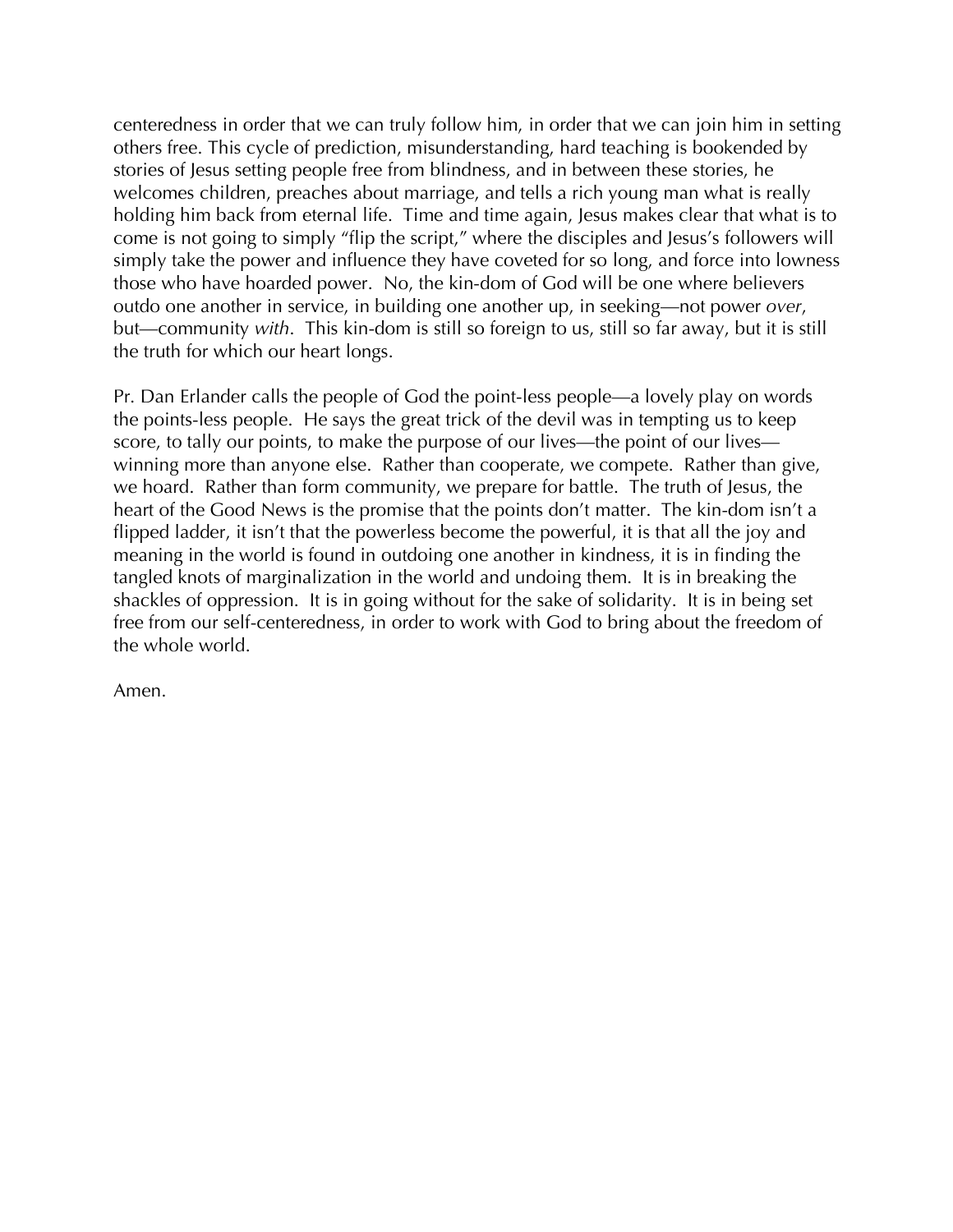centeredness in order that we can truly follow him, in order that we can join him in setting others free. This cycle of prediction, misunderstanding, hard teaching is bookended by stories of Jesus setting people free from blindness, and in between these stories, he welcomes children, preaches about marriage, and tells a rich young man what is really holding him back from eternal life. Time and time again, Jesus makes clear that what is to come is not going to simply "flip the script," where the disciples and Jesus's followers will simply take the power and influence they have coveted for so long, and force into lowness those who have hoarded power. No, the kin-dom of God will be one where believers outdo one another in service, in building one another up, in seeking—not power *over*, but—community *with*. This kin-dom is still so foreign to us, still so far away, but it is still the truth for which our heart longs.

Pr. Dan Erlander calls the people of God the point-less people—a lovely play on words the points-less people. He says the great trick of the devil was in tempting us to keep score, to tally our points, to make the purpose of our lives—the point of our lives—winning more than anyone else. Rather than cooperate, we compete. Rather than give, we hoard. Rather than form community, we prepare for battle. The truth of Jesus, the heart of the Good News is the promise that the points don't matter. The kin-dom isn't a flipped ladder, it isn't that the powerless become the powerful, it is that all the joy and meaning in the world is found in outdoing one another in kindness, it is in finding the tangled knots of marginalization in the world and undoing them. It is in breaking the shackles of oppression. It is in going without for the sake of solidarity. It is in being set free from our self-centeredness, in order to work with God to bring about the freedom of the whole world.

Amen.